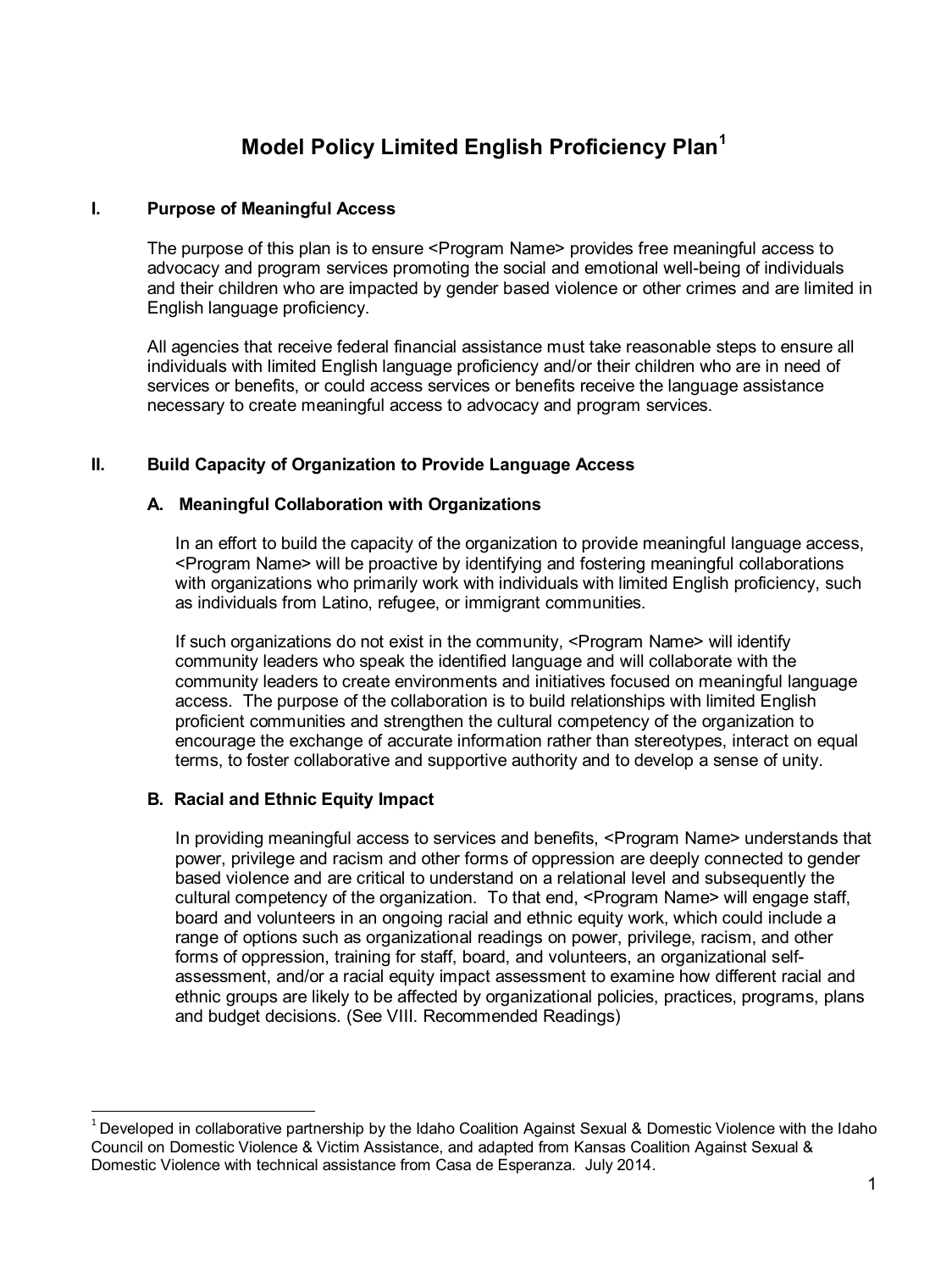# Model Policy Limited English Proficiency Plan[1]

## I. Purpose of Meaningful Access

The purpose of this plan is to ensure <Program Name> provides free meaningful access to advocacy and program services promoting the social and emotional well-being of individuals and their children who are impacted by gender based violence or other crimes and are limited in English language proficiency.

All agencies that receive federal financial assistance must take reasonable steps to ensure all individuals with limited English language proficiency and/or their children who are in need of services or benefits, or could access services or benefits receive the language assistance necessary to create meaningful access to advocacy and program services.

## II. Build Capacity of Organization to Provide Language Access

### A. Meaningful Collaboration with Organizations

In an effort to build the capacity of the organization to provide meaningful language access, <Program Name> will be proactive by identifying and fostering meaningful collaborations with organizations who primarily work with individuals with limited English proficiency, such as individuals from Latino, refugee, or immigrant communities.

If such organizations do not exist in the community, <Program Name> will identify community leaders who speak the identified language and will collaborate with the community leaders to create environments and initiatives focused on meaningful language access. The purpose of the collaboration is to build relationships with limited English proficient communities and strengthen the cultural competency of the organization to encourage the exchange of accurate information rather than stereotypes, interact on equal terms, to foster collaborative and supportive authority and to develop a sense of unity.

### B. Racial and Ethnic Equity Impact

In providing meaningful access to services and benefits, <Program Name> understands that power, privilege and racism and other forms of oppression are deeply connected to gender based violence and are critical to understand on a relational level and subsequently the cultural competency of the organization. To that end, <Program Name> will engage staff, board and volunteers in an ongoing racial and ethnic equity work, which could include a range of options such as organizational readings on power, privilege, racism, and other forms of oppression, training for staff, board, and volunteers, an organizational self-assessment, and/or a racial equity impact assessment to examine how different racial and ethnic groups are likely to be affected by organizational policies, practices, programs, plans and budget decisions. (See VIII. Recommended Readings)

---

[1] Developed in collaborative partnership by the Idaho Coalition Against Sexual & Domestic Violence with the Idaho Council on Domestic Violence & Victim Assistance, and adapted from Kansas Coalition Against Sexual & Domestic Violence with technical assistance from Casa de Esperanza. July 2014.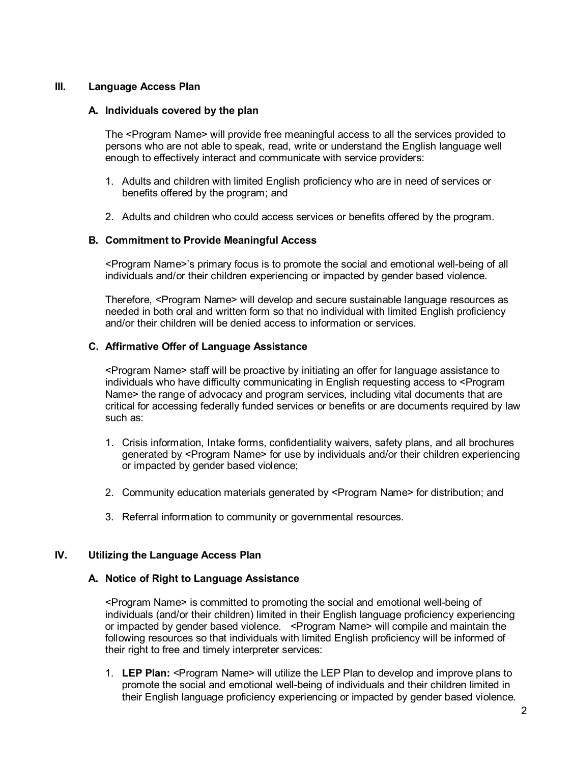## III. Language Access Plan

### A. Individuals covered by the plan

The <Program Name> will provide free meaningful access to all the services provided to persons who are not able to speak, read, write or understand the English language well enough to effectively interact and communicate with service providers:

1. Adults and children with limited English proficiency who are in need of services or benefits offered by the program; and

2. Adults and children who could access services or benefits offered by the program.

### B. Commitment to Provide Meaningful Access

<Program Name>'s primary focus is to promote the social and emotional well-being of all individuals and/or their children experiencing or impacted by gender based violence.

Therefore, <Program Name> will develop and secure sustainable language resources as needed in both oral and written form so that no individual with limited English proficiency and/or their children will be denied access to information or services.

### C. Affirmative Offer of Language Assistance

<Program Name> staff will be proactive by initiating an offer for language assistance to individuals who have difficulty communicating in English requesting access to <Program Name> the range of advocacy and program services, including vital documents that are critical for accessing federally funded services or benefits or are documents required by law such as:

1. Crisis information, Intake forms, confidentiality waivers, safety plans, and all brochures generated by <Program Name> for use by individuals and/or their children experiencing or impacted by gender based violence;

2. Community education materials generated by <Program Name> for distribution; and

3. Referral information to community or governmental resources.

## IV. Utilizing the Language Access Plan

### A. Notice of Right to Language Assistance

<Program Name> is committed to promoting the social and emotional well-being of individuals (and/or their children) limited in their English language proficiency experiencing or impacted by gender based violence. <Program Name> will compile and maintain the following resources so that individuals with limited English proficiency will be informed of their right to free and timely interpreter services:

1. **LEP Plan:** <Program Name> will utilize the LEP Plan to develop and improve plans to promote the social and emotional well-being of individuals and their children limited in their English language proficiency experiencing or impacted by gender based violence.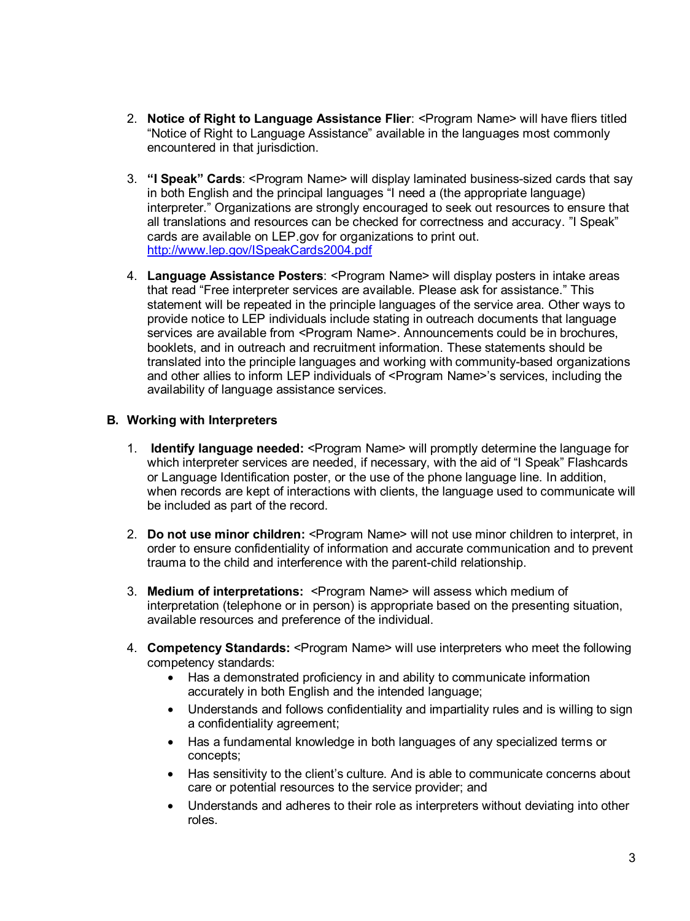2. **Notice of Right to Language Assistance Flier**: <Program Name> will have fliers titled "Notice of Right to Language Assistance" available in the languages most commonly encountered in that jurisdiction.

3. **"I Speak" Cards**: <Program Name> will display laminated business-sized cards that say in both English and the principal languages "I need a (the appropriate language) interpreter." Organizations are strongly encouraged to seek out resources to ensure that all translations and resources can be checked for correctness and accuracy. "I Speak" cards are available on LEP.gov for organizations to print out. [http://www.lep.gov/ISpeakCards2004.pdf](http://www.lep.gov/ISpeakCards2004.pdf)

4. **Language Assistance Posters**: <Program Name> will display posters in intake areas that read "Free interpreter services are available. Please ask for assistance." This statement will be repeated in the principle languages of the service area. Other ways to provide notice to LEP individuals include stating in outreach documents that language services are available from <Program Name>. Announcements could be in brochures, booklets, and in outreach and recruitment information. These statements should be translated into the principle languages and working with community-based organizations and other allies to inform LEP individuals of <Program Name>'s services, including the availability of language assistance services.

### B. Working with Interpreters

1. **Identify language needed:** <Program Name> will promptly determine the language for which interpreter services are needed, if necessary, with the aid of "I Speak" Flashcards or Language Identification poster, or the use of the phone language line. In addition, when records are kept of interactions with clients, the language used to communicate will be included as part of the record.

2. **Do not use minor children:** <Program Name> will not use minor children to interpret, in order to ensure confidentiality of information and accurate communication and to prevent trauma to the child and interference with the parent-child relationship.

3. **Medium of interpretations:** <Program Name> will assess which medium of interpretation (telephone or in person) is appropriate based on the presenting situation, available resources and preference of the individual.

4. **Competency Standards:** <Program Name> will use interpreters who meet the following competency standards:
   - Has a demonstrated proficiency in and ability to communicate information accurately in both English and the intended language;
   - Understands and follows confidentiality and impartiality rules and is willing to sign a confidentiality agreement;
   - Has a fundamental knowledge in both languages of any specialized terms or concepts;
   - Has sensitivity to the client's culture. And is able to communicate concerns about care or potential resources to the service provider; and
   - Understands and adheres to their role as interpreters without deviating into other roles.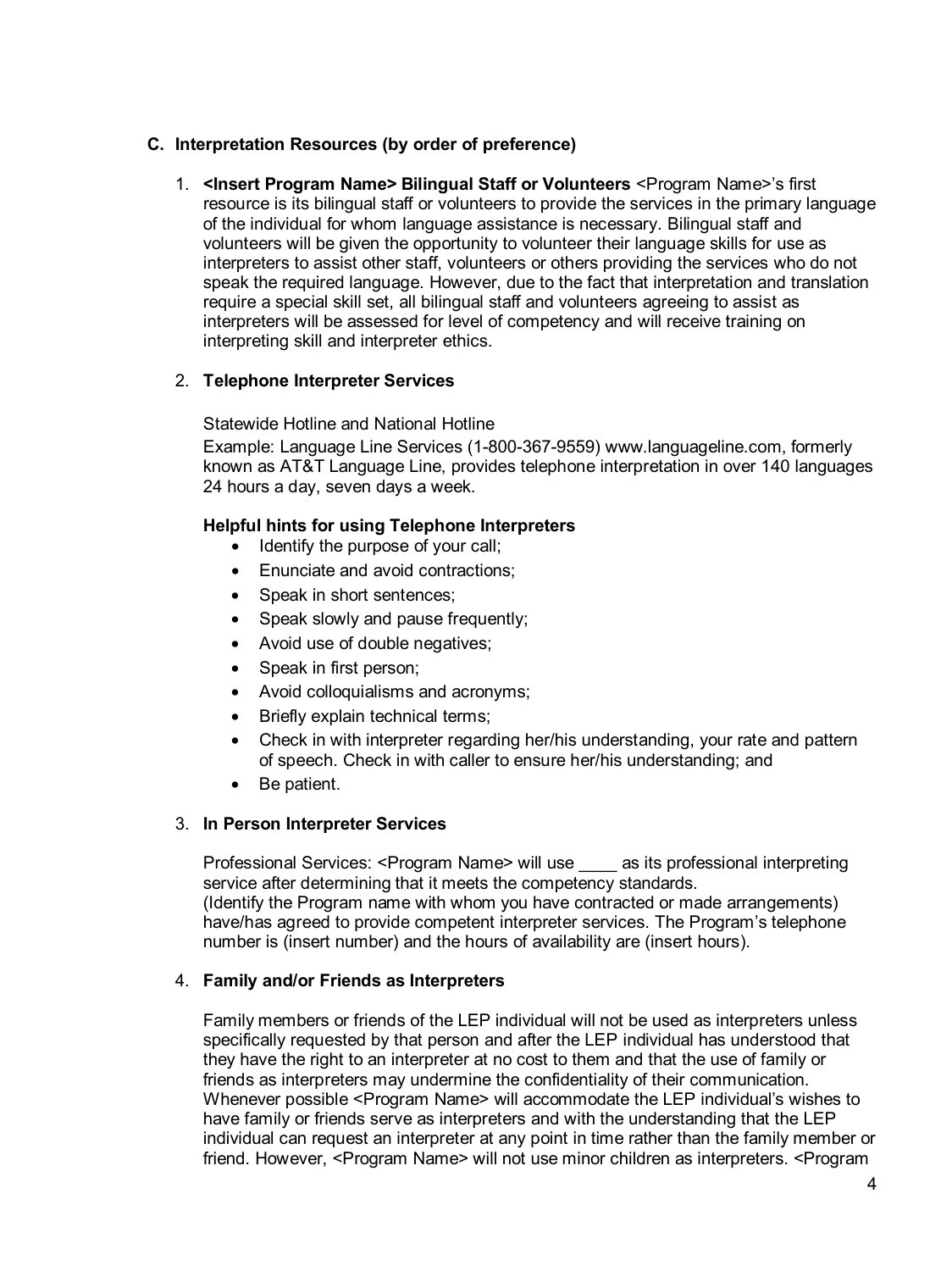### C. Interpretation Resources (by order of preference)

1. **<Insert Program Name> Bilingual Staff or Volunteers** <Program Name>'s first resource is its bilingual staff or volunteers to provide the services in the primary language of the individual for whom language assistance is necessary. Bilingual staff and volunteers will be given the opportunity to volunteer their language skills for use as interpreters to assist other staff, volunteers or others providing the services who do not speak the required language. However, due to the fact that interpretation and translation require a special skill set, all bilingual staff and volunteers agreeing to assist as interpreters will be assessed for level of competency and will receive training on interpreting skill and interpreter ethics.

2. **Telephone Interpreter Services**

   Statewide Hotline and National Hotline
   Example: Language Line Services (1-800-367-9559) www.languageline.com, formerly known as AT&T Language Line, provides telephone interpretation in over 140 languages 24 hours a day, seven days a week.

   **Helpful hints for using Telephone Interpreters**
   - Identify the purpose of your call;
   - Enunciate and avoid contractions;
   - Speak in short sentences;
   - Speak slowly and pause frequently;
   - Avoid use of double negatives;
   - Speak in first person;
   - Avoid colloquialisms and acronyms;
   - Briefly explain technical terms;
   - Check in with interpreter regarding her/his understanding, your rate and pattern of speech. Check in with caller to ensure her/his understanding; and
   - Be patient.

3. **In Person Interpreter Services**

   Professional Services: <Program Name> will use ____ as its professional interpreting service after determining that it meets the competency standards.
   (Identify the Program name with whom you have contracted or made arrangements) have/has agreed to provide competent interpreter services. The Program's telephone number is (insert number) and the hours of availability are (insert hours).

4. **Family and/or Friends as Interpreters**

   Family members or friends of the LEP individual will not be used as interpreters unless specifically requested by that person and after the LEP individual has understood that they have the right to an interpreter at no cost to them and that the use of family or friends as interpreters may undermine the confidentiality of their communication. Whenever possible <Program Name> will accommodate the LEP individual's wishes to have family or friends serve as interpreters and with the understanding that the LEP individual can request an interpreter at any point in time rather than the family member or friend. However, <Program Name> will not use minor children as interpreters. <Program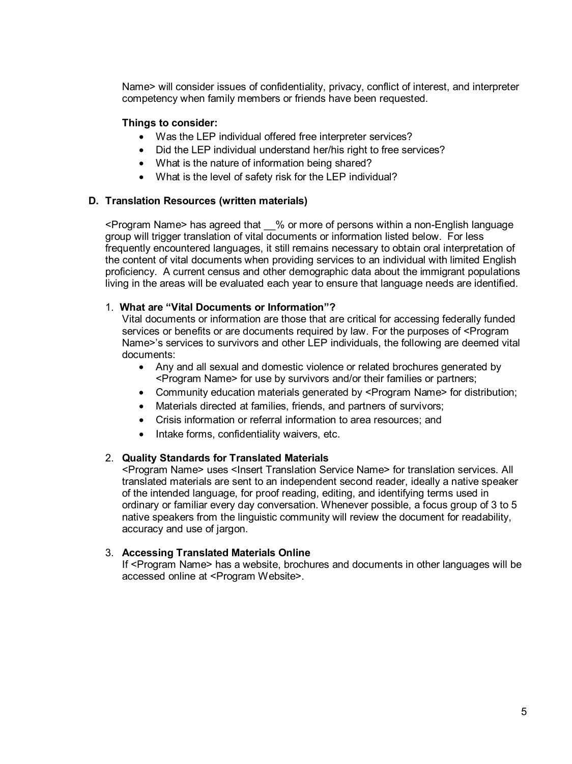Name> will consider issues of confidentiality, privacy, conflict of interest, and interpreter competency when family members or friends have been requested.

**Things to consider:**

- Was the LEP individual offered free interpreter services?
- Did the LEP individual understand her/his right to free services?
- What is the nature of information being shared?
- What is the level of safety risk for the LEP individual?

### D. Translation Resources (written materials)

<Program Name> has agreed that __% or more of persons within a non-English language group will trigger translation of vital documents or information listed below. For less frequently encountered languages, it still remains necessary to obtain oral interpretation of the content of vital documents when providing services to an individual with limited English proficiency. A current census and other demographic data about the immigrant populations living in the areas will be evaluated each year to ensure that language needs are identified.

1. **What are "Vital Documents or Information"?**
   Vital documents or information are those that are critical for accessing federally funded services or benefits or are documents required by law. For the purposes of <Program Name>'s services to survivors and other LEP individuals, the following are deemed vital documents:
   - Any and all sexual and domestic violence or related brochures generated by <Program Name> for use by survivors and/or their families or partners;
   - Community education materials generated by <Program Name> for distribution;
   - Materials directed at families, friends, and partners of survivors;
   - Crisis information or referral information to area resources; and
   - Intake forms, confidentiality waivers, etc.

2. **Quality Standards for Translated Materials**
   <Program Name> uses <Insert Translation Service Name> for translation services. All translated materials are sent to an independent second reader, ideally a native speaker of the intended language, for proof reading, editing, and identifying terms used in ordinary or familiar every day conversation. Whenever possible, a focus group of 3 to 5 native speakers from the linguistic community will review the document for readability, accuracy and use of jargon.

3. **Accessing Translated Materials Online**
   If <Program Name> has a website, brochures and documents in other languages will be accessed online at <Program Website>.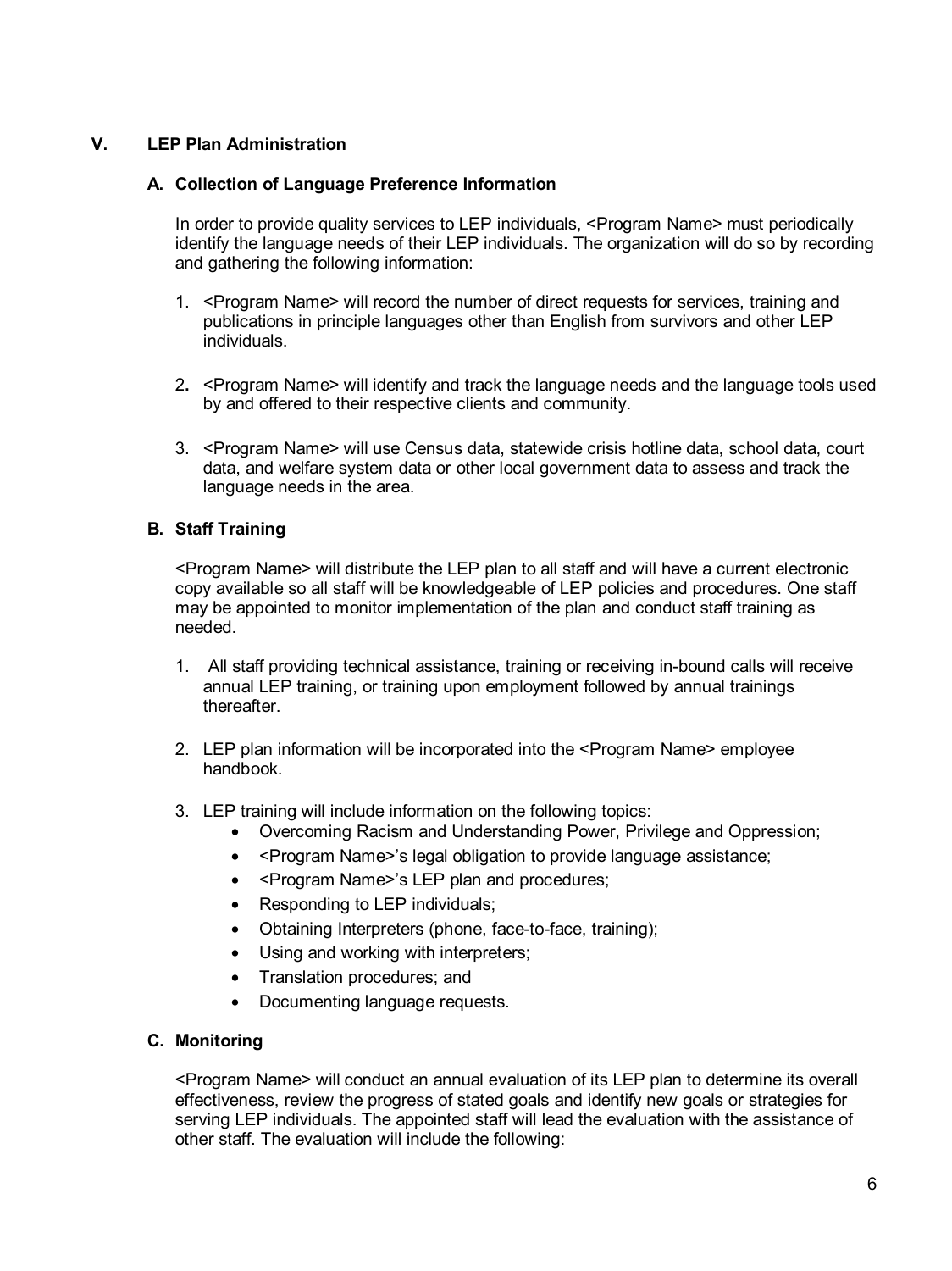## V. LEP Plan Administration

### A. Collection of Language Preference Information

In order to provide quality services to LEP individuals, <Program Name> must periodically identify the language needs of their LEP individuals. The organization will do so by recording and gathering the following information:

1. <Program Name> will record the number of direct requests for services, training and publications in principle languages other than English from survivors and other LEP individuals.

2. <Program Name> will identify and track the language needs and the language tools used by and offered to their respective clients and community.

3. <Program Name> will use Census data, statewide crisis hotline data, school data, court data, and welfare system data or other local government data to assess and track the language needs in the area.

### B. Staff Training

<Program Name> will distribute the LEP plan to all staff and will have a current electronic copy available so all staff will be knowledgeable of LEP policies and procedures. One staff may be appointed to monitor implementation of the plan and conduct staff training as needed.

1. All staff providing technical assistance, training or receiving in-bound calls will receive annual LEP training, or training upon employment followed by annual trainings thereafter.

2. LEP plan information will be incorporated into the <Program Name> employee handbook.

3. LEP training will include information on the following topics:
   - Overcoming Racism and Understanding Power, Privilege and Oppression;
   - <Program Name>'s legal obligation to provide language assistance;
   - <Program Name>'s LEP plan and procedures;
   - Responding to LEP individuals;
   - Obtaining Interpreters (phone, face-to-face, training);
   - Using and working with interpreters;
   - Translation procedures; and
   - Documenting language requests.

### C. Monitoring

<Program Name> will conduct an annual evaluation of its LEP plan to determine its overall effectiveness, review the progress of stated goals and identify new goals or strategies for serving LEP individuals. The appointed staff will lead the evaluation with the assistance of other staff. The evaluation will include the following: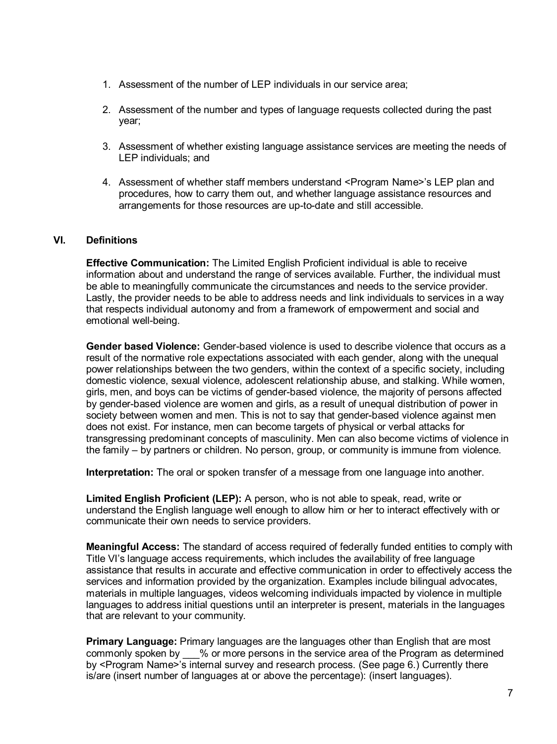1. Assessment of the number of LEP individuals in our service area;

2. Assessment of the number and types of language requests collected during the past year;

3. Assessment of whether existing language assistance services are meeting the needs of LEP individuals; and

4. Assessment of whether staff members understand <Program Name>'s LEP plan and procedures, how to carry them out, and whether language assistance resources and arrangements for those resources are up-to-date and still accessible.

## VI. Definitions

**Effective Communication:** The Limited English Proficient individual is able to receive information about and understand the range of services available. Further, the individual must be able to meaningfully communicate the circumstances and needs to the service provider. Lastly, the provider needs to be able to address needs and link individuals to services in a way that respects individual autonomy and from a framework of empowerment and social and emotional well-being.

**Gender based Violence:** Gender-based violence is used to describe violence that occurs as a result of the normative role expectations associated with each gender, along with the unequal power relationships between the two genders, within the context of a specific society, including domestic violence, sexual violence, adolescent relationship abuse, and stalking. While women, girls, men, and boys can be victims of gender-based violence, the majority of persons affected by gender-based violence are women and girls, as a result of unequal distribution of power in society between women and men. This is not to say that gender-based violence against men does not exist. For instance, men can become targets of physical or verbal attacks for transgressing predominant concepts of masculinity. Men can also become victims of violence in the family – by partners or children. No person, group, or community is immune from violence.

**Interpretation:** The oral or spoken transfer of a message from one language into another.

**Limited English Proficient (LEP):** A person, who is not able to speak, read, write or understand the English language well enough to allow him or her to interact effectively with or communicate their own needs to service providers.

**Meaningful Access:** The standard of access required of federally funded entities to comply with Title VI's language access requirements, which includes the availability of free language assistance that results in accurate and effective communication in order to effectively access the services and information provided by the organization. Examples include bilingual advocates, materials in multiple languages, videos welcoming individuals impacted by violence in multiple languages to address initial questions until an interpreter is present, materials in the languages that are relevant to your community.

**Primary Language:** Primary languages are the languages other than English that are most commonly spoken by ___% or more persons in the service area of the Program as determined by <Program Name>'s internal survey and research process. (See page 6.) Currently there is/are (insert number of languages at or above the percentage): (insert languages).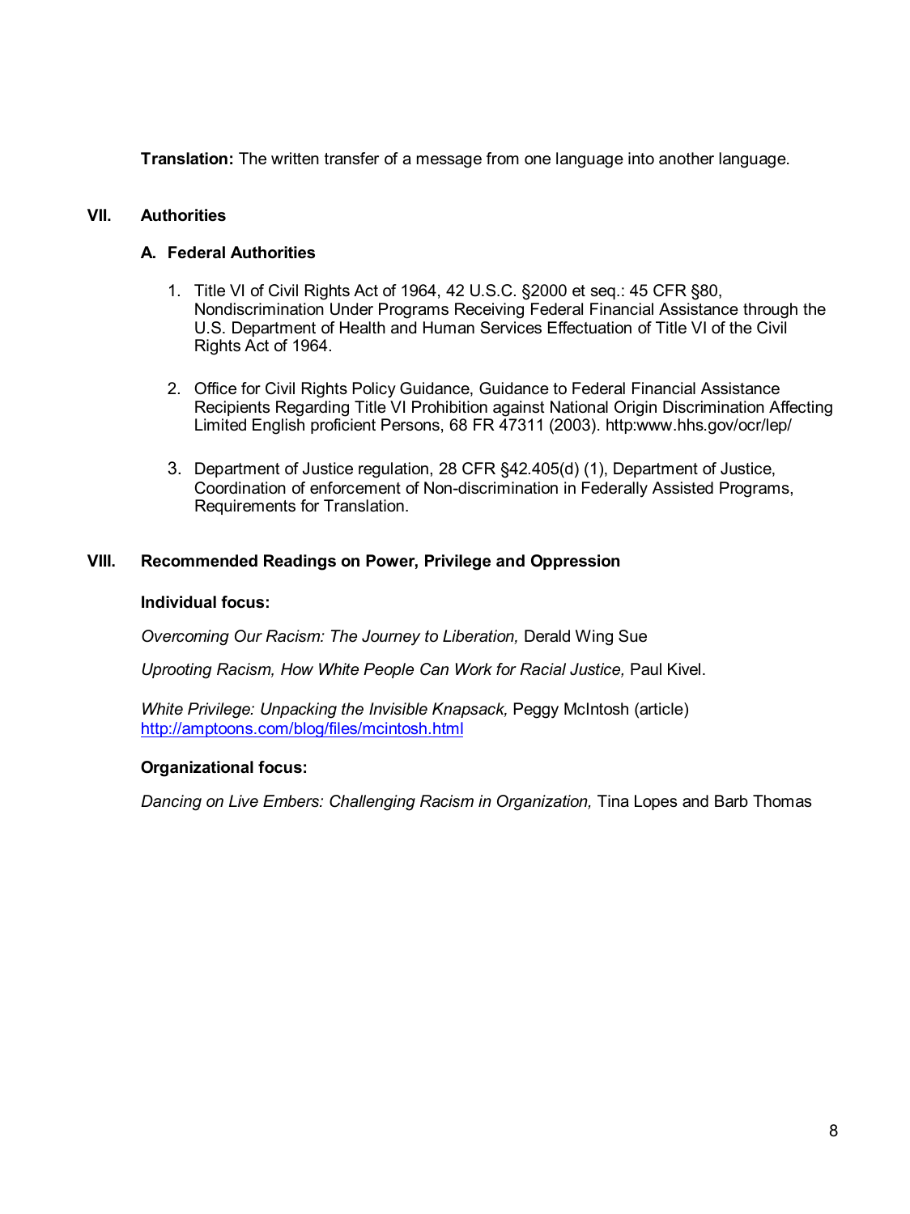**Translation:** The written transfer of a message from one language into another language.

## VII. Authorities

### A. Federal Authorities

1. Title VI of Civil Rights Act of 1964, 42 U.S.C. §2000 et seq.: 45 CFR §80, Nondiscrimination Under Programs Receiving Federal Financial Assistance through the U.S. Department of Health and Human Services Effectuation of Title VI of the Civil Rights Act of 1964.

2. Office for Civil Rights Policy Guidance, Guidance to Federal Financial Assistance Recipients Regarding Title VI Prohibition against National Origin Discrimination Affecting Limited English proficient Persons, 68 FR 47311 (2003). http:www.hhs.gov/ocr/lep/

3. Department of Justice regulation, 28 CFR §42.405(d) (1), Department of Justice, Coordination of enforcement of Non-discrimination in Federally Assisted Programs, Requirements for Translation.

## VIII. Recommended Readings on Power, Privilege and Oppression

**Individual focus:**

*Overcoming Our Racism: The Journey to Liberation,* Derald Wing Sue

*Uprooting Racism, How White People Can Work for Racial Justice,* Paul Kivel.

*White Privilege: Unpacking the Invisible Knapsack,* Peggy McIntosh (article)
http://amptoons.com/blog/files/mcintosh.html

**Organizational focus:**

*Dancing on Live Embers: Challenging Racism in Organization,* Tina Lopes and Barb Thomas